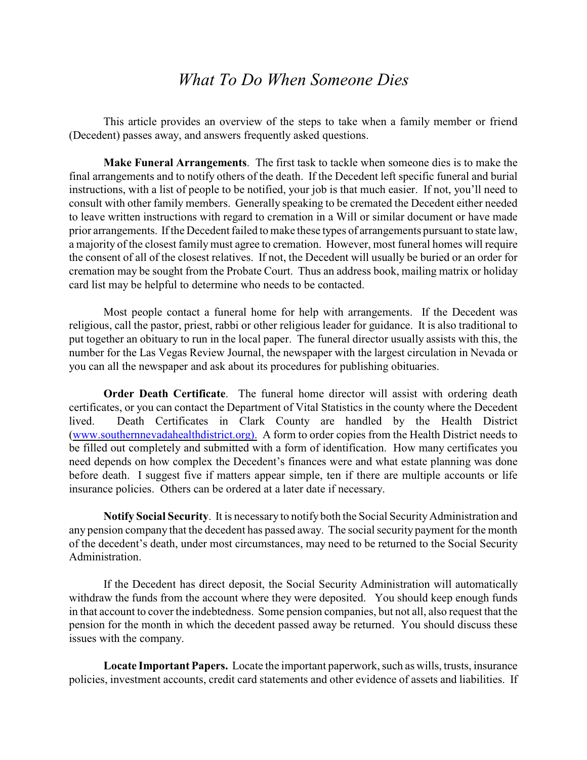# *What To Do When Someone Dies*

This article provides an overview of the steps to take when a family member or friend (Decedent) passes away, and answers frequently asked questions.

**Make Funeral Arrangements**. The first task to tackle when someone dies is to make the final arrangements and to notify others of the death. If the Decedent left specific funeral and burial instructions, with a list of people to be notified, your job is that much easier. If not, you'll need to consult with other family members. Generally speaking to be cremated the Decedent either needed to leave written instructions with regard to cremation in a Will or similar document or have made prior arrangements. If the Decedent failed to make these types of arrangements pursuant to state law, a majority of the closest family must agree to cremation. However, most funeral homes will require the consent of all of the closest relatives. If not, the Decedent will usually be buried or an order for cremation may be sought from the Probate Court. Thus an address book, mailing matrix or holiday card list may be helpful to determine who needs to be contacted.

Most people contact a funeral home for help with arrangements. If the Decedent was religious, call the pastor, priest, rabbi or other religious leader for guidance. It is also traditional to put together an obituary to run in the local paper. The funeral director usually assists with this, the number for the Las Vegas Review Journal, the newspaper with the largest circulation in Nevada or you can all the newspaper and ask about its procedures for publishing obituaries.

**Order Death Certificate**. The funeral home director will assist with ordering death certificates, or you can contact the Department of Vital Statistics in the county where the Decedent lived. Death Certificates in Clark County are handled by the Health District ([www.southernnevadahealthdistrict.org](http://www.southernnevadahealthdistrict.org)). A form to order copies from the Health District needs to be filled out completely and submitted with a form of identification. How many certificates you need depends on how complex the Decedent's finances were and what estate planning was done before death. I suggest five if matters appear simple, ten if there are multiple accounts or life insurance policies. Others can be ordered at a later date if necessary.

**Notify Social Security**. It is necessary to notify both the Social Security Administration and any pension company that the decedent has passed away. The social security payment for the month of the decedent's death, under most circumstances, may need to be returned to the Social Security Administration.

If the Decedent has direct deposit, the Social Security Administration will automatically withdraw the funds from the account where they were deposited. You should keep enough funds in that account to cover the indebtedness. Some pension companies, but not all, also request that the pension for the month in which the decedent passed away be returned. You should discuss these issues with the company.

**Locate Important Papers.** Locate the important paperwork, such as wills, trusts, insurance policies, investment accounts, credit card statements and other evidence of assets and liabilities. If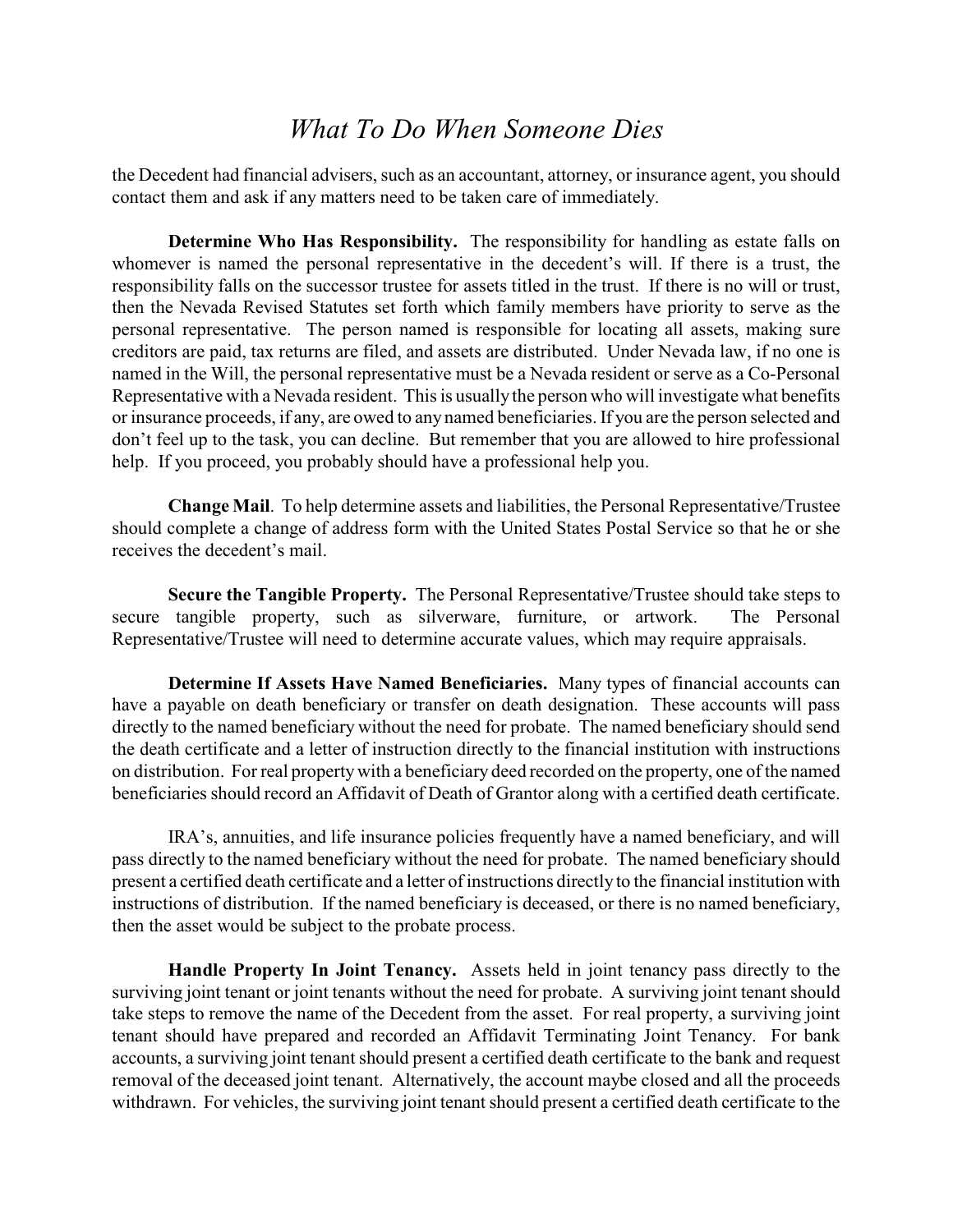the Decedent had financial advisers, such as an accountant, attorney, or insurance agent, you should contact them and ask if any matters need to be taken care of immediately.

**Determine Who Has Responsibility.** The responsibility for handling as estate falls on whomever is named the personal representative in the decedent's will. If there is a trust, the responsibility falls on the successor trustee for assets titled in the trust. If there is no will or trust, then the Nevada Revised Statutes set forth which family members have priority to serve as the personal representative. The person named is responsible for locating all assets, making sure creditors are paid, tax returns are filed, and assets are distributed. Under Nevada law, if no one is named in the Will, the personal representative must be a Nevada resident or serve as a Co-Personal Representative with a Nevada resident. This is usually the person who will investigate what benefits or insurance proceeds, if any, are owed to any named beneficiaries. If you are the person selected and don't feel up to the task, you can decline. But remember that you are allowed to hire professional help. If you proceed, you probably should have a professional help you.

**Change Mail**. To help determine assets and liabilities, the Personal Representative/Trustee should complete a change of address form with the United States Postal Service so that he or she receives the decedent's mail.

**Secure the Tangible Property.** The Personal Representative/Trustee should take steps to secure tangible property, such as silverware, furniture, or artwork. The Personal Representative/Trustee will need to determine accurate values, which may require appraisals.

**Determine If Assets Have Named Beneficiaries.** Many types of financial accounts can have a payable on death beneficiary or transfer on death designation. These accounts will pass directly to the named beneficiary without the need for probate. The named beneficiary should send the death certificate and a letter of instruction directly to the financial institution with instructions on distribution. For real property with a beneficiary deed recorded on the property, one of the named beneficiaries should record an Affidavit of Death of Grantor along with a certified death certificate.

IRA's, annuities, and life insurance policies frequently have a named beneficiary, and will pass directly to the named beneficiary without the need for probate. The named beneficiary should present a certified death certificate and a letter of instructions directly to the financial institution with instructions of distribution. If the named beneficiary is deceased, or there is no named beneficiary, then the asset would be subject to the probate process.

**Handle Property In Joint Tenancy.** Assets held in joint tenancy pass directly to the surviving joint tenant or joint tenants without the need for probate. A surviving joint tenant should take steps to remove the name of the Decedent from the asset. For real property, a surviving joint tenant should have prepared and recorded an Affidavit Terminating Joint Tenancy. For bank accounts, a surviving joint tenant should present a certified death certificate to the bank and request removal of the deceased joint tenant. Alternatively, the account maybe closed and all the proceeds withdrawn. For vehicles, the surviving joint tenant should present a certified death certificate to the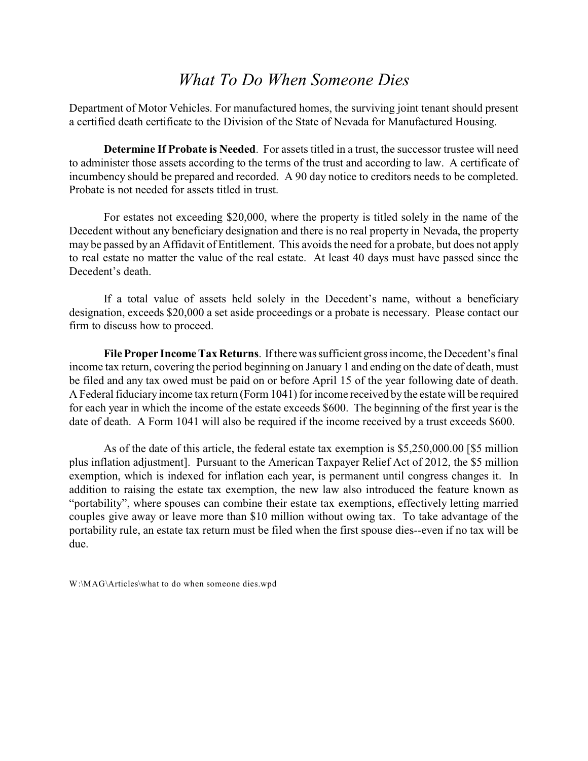Department of Motor Vehicles. For manufactured homes, the surviving joint tenant should present a certified death certificate to the Division of the State of Nevada for Manufactured Housing.

**Determine If Probate is Needed**. For assets titled in a trust, the successor trustee will need to administer those assets according to the terms of the trust and according to law. A certificate of incumbency should be prepared and recorded. A 90 day notice to creditors needs to be completed. Probate is not needed for assets titled in trust.

For estates not exceeding $20,000, where the property is titled solely in the name of the Decedent without any beneficiary designation and there is no real property in Nevada, the property may be passed by an Affidavit of Entitlement. This avoids the need for a probate, but does not apply to real estate no matter the value of the real estate. At least 40 days must have passed since the Decedent's death.

If a total value of assets held solely in the Decedent's name, without a beneficiary designation, exceeds $20,000 a set aside proceedings or a probate is necessary. Please contact our firm to discuss how to proceed.

**File Proper Income Tax Returns**. If there was sufficient gross income, the Decedent's final income tax return, covering the period beginning on January 1 and ending on the date of death, must be filed and any tax owed must be paid on or before April 15 of the year following date of death. A Federal fiduciary income tax return (Form 1041) for income received by the estate will be required for each year in which the income of the estate exceeds $600. The beginning of the first year is the date of death. A Form 1041 will also be required if the income received by a trust exceeds $600.

As of the date of this article, the federal estate tax exemption is $5,250,000.00 [$5 million plus inflation adjustment]. Pursuant to the American Taxpayer Relief Act of 2012, the $5 million exemption, which is indexed for inflation each year, is permanent until congress changes it. In addition to raising the estate tax exemption, the new law also introduced the feature known as "portability", where spouses can combine their estate tax exemptions, effectively letting married couples give away or leave more than $10 million without owing tax. To take advantage of the portability rule, an estate tax return must be filed when the first spouse dies--even if no tax will be due.

W:\MAG\Articles\what to do when someone dies.wpd